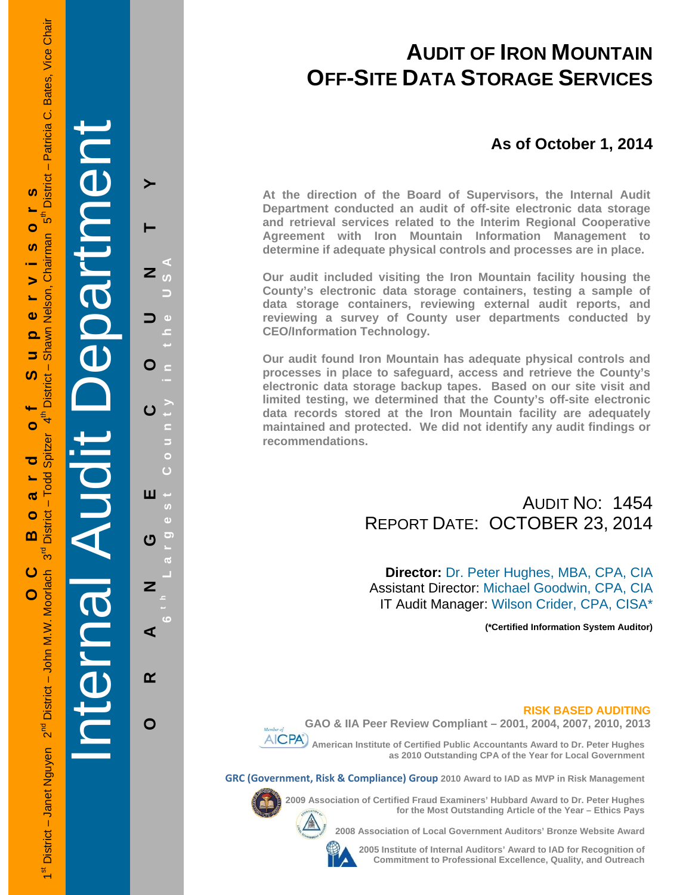OC Board of Supervisors

1st District – Janet Nguyen 2nd District – John M.W. Moorlach 3rd District – Todd Spitzer 4th District – Shawn Nelson, Chairman 5th District – Patricia C. Bates, Vice Chair

Internal Audit Department

ORANGE COUNTY

6th Largest County in the USA

# AUDIT OF IRON MOUNTAIN OFF-SITE DATA STORAGE SERVICES

## As of October 1, 2014

**At the direction of the Board of Supervisors, the Internal Audit Department conducted an audit of off-site electronic data storage and retrieval services related to the Interim Regional Cooperative Agreement with Iron Mountain Information Management to determine if adequate physical controls and processes are in place.**

**Our audit included visiting the Iron Mountain facility housing the County's electronic data storage containers, testing a sample of data storage containers, reviewing external audit reports, and reviewing a survey of County user departments conducted by CEO/Information Technology.**

**Our audit found Iron Mountain has adequate physical controls and processes in place to safeguard, access and retrieve the County's electronic data storage backup tapes. Based on our site visit and limited testing, we determined that the County's off-site electronic data records stored at the Iron Mountain facility are adequately maintained and protected. We did not identify any audit findings or recommendations.**

AUDIT NO: 1454
REPORT DATE: OCTOBER 23, 2014

**Director:** Dr. Peter Hughes, MBA, CPA, CIA
Assistant Director: Michael Goodwin, CPA, CIA
IT Audit Manager: Wilson Crider, CPA, CISA*

**(*Certified Information System Auditor)**

**RISK BASED AUDITING**

**GAO & IIA Peer Review Compliant – 2001, 2004, 2007, 2010, 2013**

Member of AICPA

**American Institute of Certified Public Accountants Award to Dr. Peter Hughes as 2010 Outstanding CPA of the Year for Local Government**

**GRC (Government, Risk & Compliance) Group 2010 Award to IAD as MVP in Risk Management**

**2009 Association of Certified Fraud Examiners' Hubbard Award to Dr. Peter Hughes for the Most Outstanding Article of the Year – Ethics Pays**

**2008 Association of Local Government Auditors' Bronze Website Award**

**2005 Institute of Internal Auditors' Award to IAD for Recognition of Commitment to Professional Excellence, Quality, and Outreach**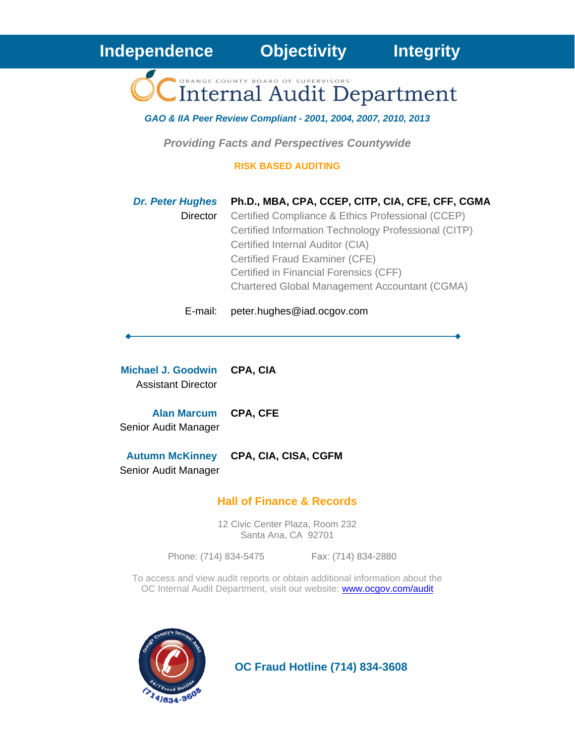**Independence Objectivity Integrity**

# OC Internal Audit Department

ORANGE COUNTY BOARD OF SUPERVISORS'

***GAO & IIA Peer Review Compliant - 2001, 2004, 2007, 2010, 2013***

***Providing Facts and Perspectives Countywide***

**RISK BASED AUDITING**

***Dr. Peter Hughes*** **Ph.D., MBA, CPA, CCEP, CITP, CIA, CFE, CFF, CGMA**
Director
Certified Compliance & Ethics Professional (CCEP)
Certified Information Technology Professional (CITP)
Certified Internal Auditor (CIA)
Certified Fraud Examiner (CFE)
Certified in Financial Forensics (CFF)
Chartered Global Management Accountant (CGMA)

E-mail: peter.hughes@iad.ocgov.com

---

**Michael J. Goodwin** **CPA, CIA**
Assistant Director

**Alan Marcum** **CPA, CFE**
Senior Audit Manager

**Autumn McKinney** **CPA, CIA, CISA, CGFM**
Senior Audit Manager

## Hall of Finance & Records

12 Civic Center Plaza, Room 232
Santa Ana, CA 92701

Phone: (714) 834-5475 Fax: (714) 834-2880

To access and view audit reports or obtain additional information about the OC Internal Audit Department, visit our website: [www.ocgov.com/audit](http://www.ocgov.com/audit)

Orange County's Internal Audit 24/7 Fraud Hotline (714)834-3608

**OC Fraud Hotline (714) 834-3608**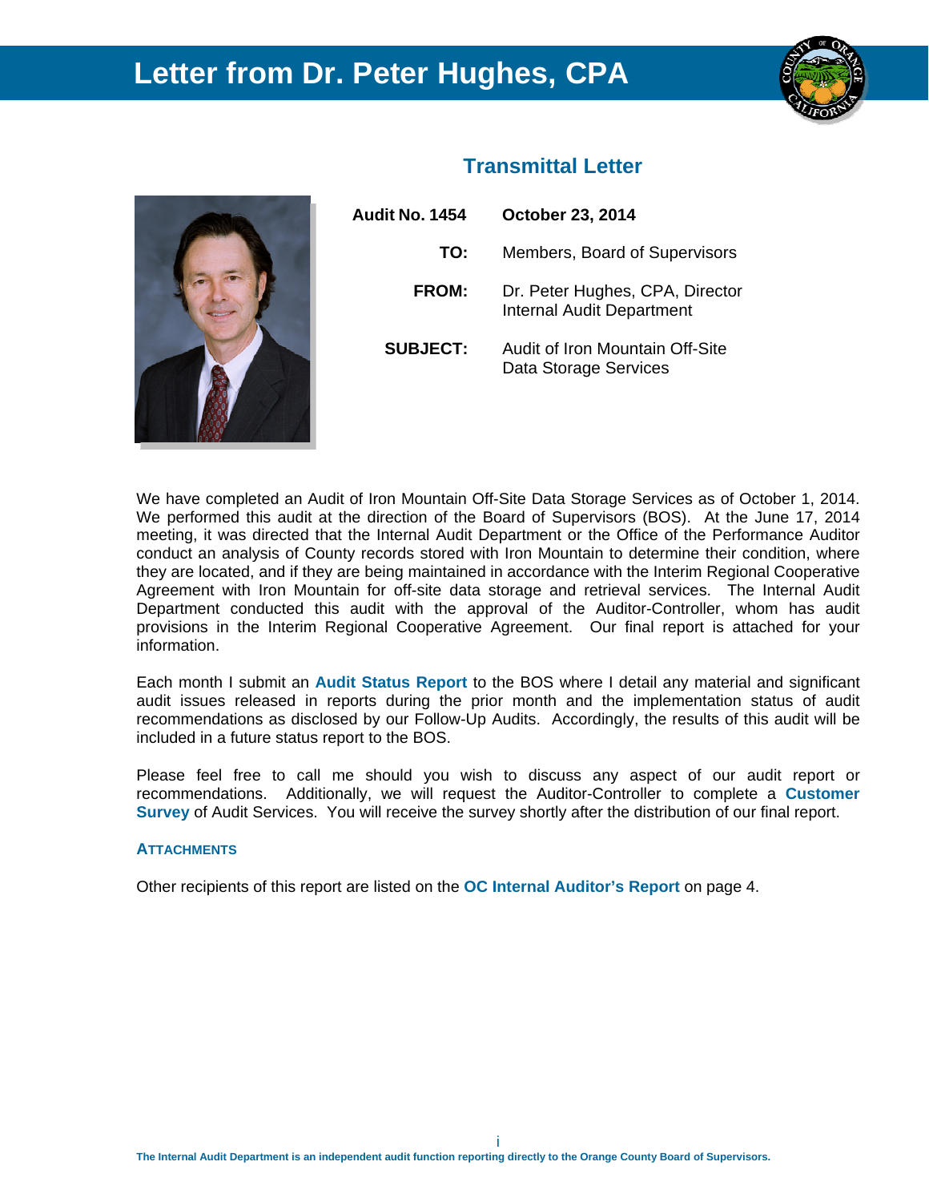# Letter from Dr. Peter Hughes, CPA

## Transmittal Letter

**Audit No. 1454** **October 23, 2014**

**TO:** Members, Board of Supervisors

**FROM:** Dr. Peter Hughes, CPA, Director
Internal Audit Department

**SUBJECT:** Audit of Iron Mountain Off-Site Data Storage Services

We have completed an Audit of Iron Mountain Off-Site Data Storage Services as of October 1, 2014. We performed this audit at the direction of the Board of Supervisors (BOS). At the June 17, 2014 meeting, it was directed that the Internal Audit Department or the Office of the Performance Auditor conduct an analysis of County records stored with Iron Mountain to determine their condition, where they are located, and if they are being maintained in accordance with the Interim Regional Cooperative Agreement with Iron Mountain for off-site data storage and retrieval services. The Internal Audit Department conducted this audit with the approval of the Auditor-Controller, whom has audit provisions in the Interim Regional Cooperative Agreement. Our final report is attached for your information.

Each month I submit an **Audit Status Report** to the BOS where I detail any material and significant audit issues released in reports during the prior month and the implementation status of audit recommendations as disclosed by our Follow-Up Audits. Accordingly, the results of this audit will be included in a future status report to the BOS.

Please feel free to call me should you wish to discuss any aspect of our audit report or recommendations. Additionally, we will request the Auditor-Controller to complete a **Customer Survey** of Audit Services. You will receive the survey shortly after the distribution of our final report.

**ATTACHMENTS**

Other recipients of this report are listed on the **OC Internal Auditor's Report** on page 4.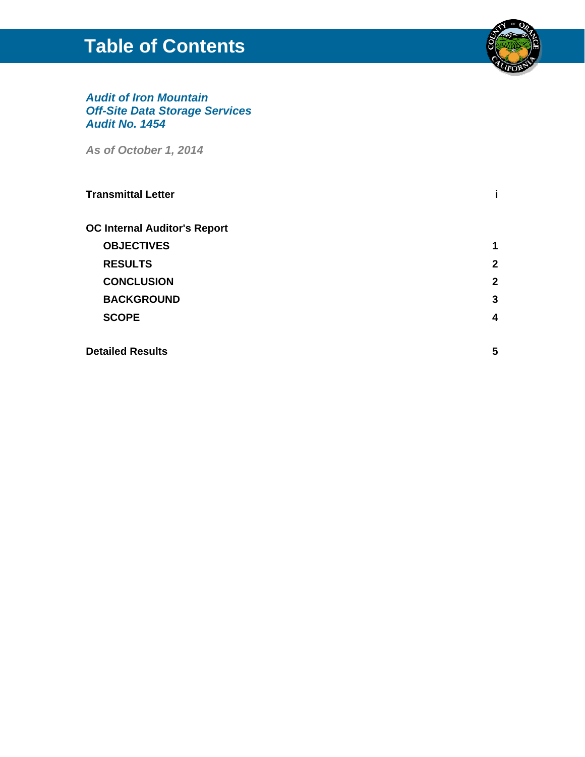# Table of Contents

***Audit of Iron Mountain***
***Off-Site Data Storage Services***
***Audit No. 1454***

***As of October 1, 2014***

| | |
|---|---|
| **Transmittal Letter** | **i** |
| **OC Internal Auditor's Report** | |
| **OBJECTIVES** | **1** |
| **RESULTS** | **2** |
| **CONCLUSION** | **2** |
| **BACKGROUND** | **3** |
| **SCOPE** | **4** |
| **Detailed Results** | **5** |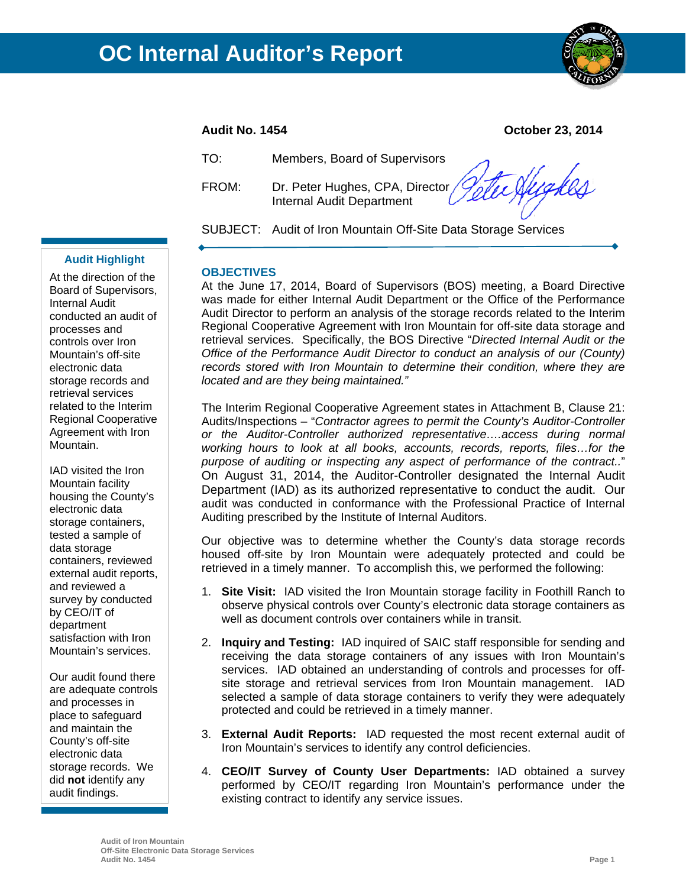# OC Internal Auditor's Report

**Audit No. 1454** **October 23, 2014**

TO: Members, Board of Supervisors

FROM: Dr. Peter Hughes, CPA, Director
Internal Audit Department

SUBJECT: Audit of Iron Mountain Off-Site Data Storage Services

---

### Audit Highlight

At the direction of the Board of Supervisors, Internal Audit conducted an audit of processes and controls over Iron Mountain's off-site electronic data storage records and retrieval services related to the Interim Regional Cooperative Agreement with Iron Mountain.

IAD visited the Iron Mountain facility housing the County's electronic data storage containers, tested a sample of data storage containers, reviewed external audit reports, and reviewed a survey by conducted by CEO/IT of department satisfaction with Iron Mountain's services.

Our audit found there are adequate controls and processes in place to safeguard and maintain the County's off-site electronic data storage records. We did **not** identify any audit findings.

---

## OBJECTIVES

At the June 17, 2014, Board of Supervisors (BOS) meeting, a Board Directive was made for either Internal Audit Department or the Office of the Performance Audit Director to perform an analysis of the storage records related to the Interim Regional Cooperative Agreement with Iron Mountain for off-site data storage and retrieval services. Specifically, the BOS Directive "*Directed Internal Audit or the Office of the Performance Audit Director to conduct an analysis of our (County) records stored with Iron Mountain to determine their condition, where they are located and are they being maintained."*

The Interim Regional Cooperative Agreement states in Attachment B, Clause 21: Audits/Inspections – "*Contractor agrees to permit the County's Auditor-Controller or the Auditor-Controller authorized representative….access during normal working hours to look at all books, accounts, records, reports, files…for the purpose of auditing or inspecting any aspect of performance of the contract..*" On August 31, 2014, the Auditor-Controller designated the Internal Audit Department (IAD) as its authorized representative to conduct the audit. Our audit was conducted in conformance with the Professional Practice of Internal Auditing prescribed by the Institute of Internal Auditors.

Our objective was to determine whether the County's data storage records housed off-site by Iron Mountain were adequately protected and could be retrieved in a timely manner. To accomplish this, we performed the following:

1. **Site Visit:** IAD visited the Iron Mountain storage facility in Foothill Ranch to observe physical controls over County's electronic data storage containers as well as document controls over containers while in transit.

2. **Inquiry and Testing:** IAD inquired of SAIC staff responsible for sending and receiving the data storage containers of any issues with Iron Mountain's services. IAD obtained an understanding of controls and processes for off-site storage and retrieval services from Iron Mountain management. IAD selected a sample of data storage containers to verify they were adequately protected and could be retrieved in a timely manner.

3. **External Audit Reports:** IAD requested the most recent external audit of Iron Mountain's services to identify any control deficiencies.

4. **CEO/IT Survey of County User Departments:** IAD obtained a survey performed by CEO/IT regarding Iron Mountain's performance under the existing contract to identify any service issues.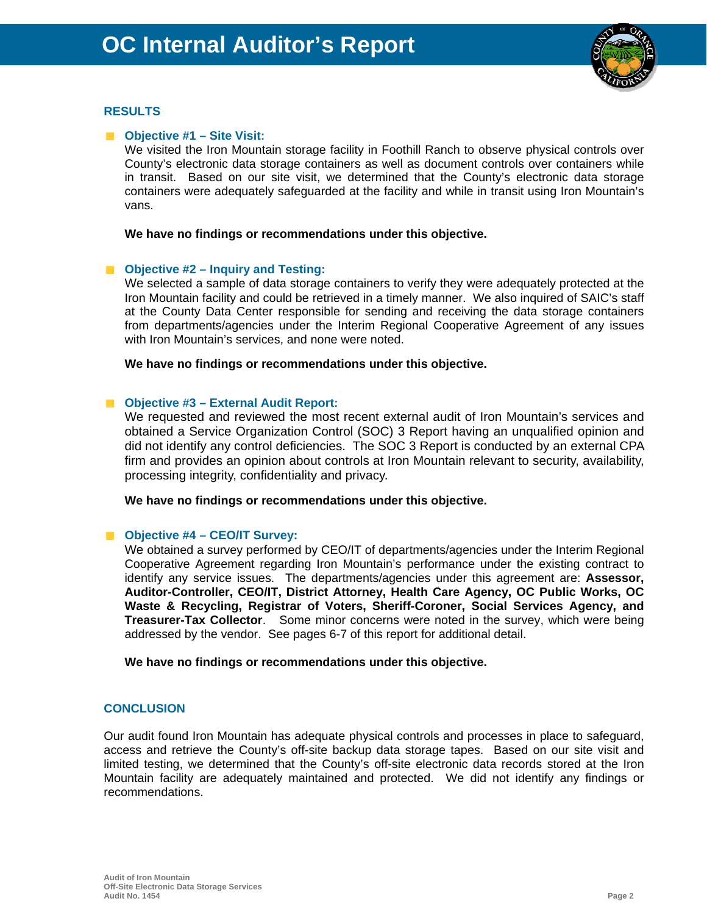## RESULTS

### Objective #1 – Site Visit:

We visited the Iron Mountain storage facility in Foothill Ranch to observe physical controls over County's electronic data storage containers as well as document controls over containers while in transit. Based on our site visit, we determined that the County's electronic data storage containers were adequately safeguarded at the facility and while in transit using Iron Mountain's vans.

**We have no findings or recommendations under this objective.**

### Objective #2 – Inquiry and Testing:

We selected a sample of data storage containers to verify they were adequately protected at the Iron Mountain facility and could be retrieved in a timely manner. We also inquired of SAIC's staff at the County Data Center responsible for sending and receiving the data storage containers from departments/agencies under the Interim Regional Cooperative Agreement of any issues with Iron Mountain's services, and none were noted.

**We have no findings or recommendations under this objective.**

### Objective #3 – External Audit Report:

We requested and reviewed the most recent external audit of Iron Mountain's services and obtained a Service Organization Control (SOC) 3 Report having an unqualified opinion and did not identify any control deficiencies. The SOC 3 Report is conducted by an external CPA firm and provides an opinion about controls at Iron Mountain relevant to security, availability, processing integrity, confidentiality and privacy.

**We have no findings or recommendations under this objective.**

### Objective #4 – CEO/IT Survey:

We obtained a survey performed by CEO/IT of departments/agencies under the Interim Regional Cooperative Agreement regarding Iron Mountain's performance under the existing contract to identify any service issues. The departments/agencies under this agreement are: **Assessor, Auditor-Controller, CEO/IT, District Attorney, Health Care Agency, OC Public Works, OC Waste & Recycling, Registrar of Voters, Sheriff-Coroner, Social Services Agency, and Treasurer-Tax Collector**. Some minor concerns were noted in the survey, which were being addressed by the vendor. See pages 6-7 of this report for additional detail.

**We have no findings or recommendations under this objective.**

## CONCLUSION

Our audit found Iron Mountain has adequate physical controls and processes in place to safeguard, access and retrieve the County's off-site backup data storage tapes. Based on our site visit and limited testing, we determined that the County's off-site electronic data records stored at the Iron Mountain facility are adequately maintained and protected. We did not identify any findings or recommendations.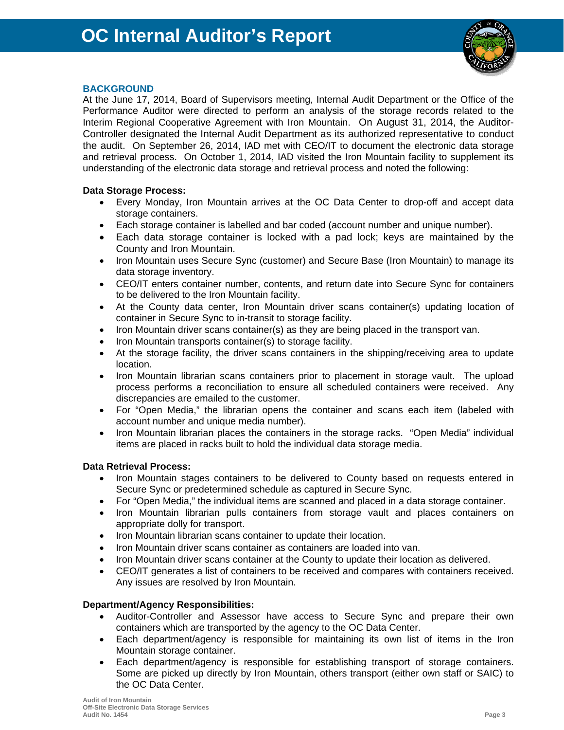## BACKGROUND

At the June 17, 2014, Board of Supervisors meeting, Internal Audit Department or the Office of the Performance Auditor were directed to perform an analysis of the storage records related to the Interim Regional Cooperative Agreement with Iron Mountain. On August 31, 2014, the Auditor-Controller designated the Internal Audit Department as its authorized representative to conduct the audit. On September 26, 2014, IAD met with CEO/IT to document the electronic data storage and retrieval process. On October 1, 2014, IAD visited the Iron Mountain facility to supplement its understanding of the electronic data storage and retrieval process and noted the following:

**Data Storage Process:**

- Every Monday, Iron Mountain arrives at the OC Data Center to drop-off and accept data storage containers.
- Each storage container is labelled and bar coded (account number and unique number).
- Each data storage container is locked with a pad lock; keys are maintained by the County and Iron Mountain.
- Iron Mountain uses Secure Sync (customer) and Secure Base (Iron Mountain) to manage its data storage inventory.
- CEO/IT enters container number, contents, and return date into Secure Sync for containers to be delivered to the Iron Mountain facility.
- At the County data center, Iron Mountain driver scans container(s) updating location of container in Secure Sync to in-transit to storage facility.
- Iron Mountain driver scans container(s) as they are being placed in the transport van.
- Iron Mountain transports container(s) to storage facility.
- At the storage facility, the driver scans containers in the shipping/receiving area to update location.
- Iron Mountain librarian scans containers prior to placement in storage vault. The upload process performs a reconciliation to ensure all scheduled containers were received. Any discrepancies are emailed to the customer.
- For "Open Media," the librarian opens the container and scans each item (labeled with account number and unique media number).
- Iron Mountain librarian places the containers in the storage racks. "Open Media" individual items are placed in racks built to hold the individual data storage media.

**Data Retrieval Process:**

- Iron Mountain stages containers to be delivered to County based on requests entered in Secure Sync or predetermined schedule as captured in Secure Sync.
- For "Open Media," the individual items are scanned and placed in a data storage container.
- Iron Mountain librarian pulls containers from storage vault and places containers on appropriate dolly for transport.
- Iron Mountain librarian scans container to update their location.
- Iron Mountain driver scans container as containers are loaded into van.
- Iron Mountain driver scans container at the County to update their location as delivered.
- CEO/IT generates a list of containers to be received and compares with containers received. Any issues are resolved by Iron Mountain.

**Department/Agency Responsibilities:**

- Auditor-Controller and Assessor have access to Secure Sync and prepare their own containers which are transported by the agency to the OC Data Center.
- Each department/agency is responsible for maintaining its own list of items in the Iron Mountain storage container.
- Each department/agency is responsible for establishing transport of storage containers. Some are picked up directly by Iron Mountain, others transport (either own staff or SAIC) to the OC Data Center.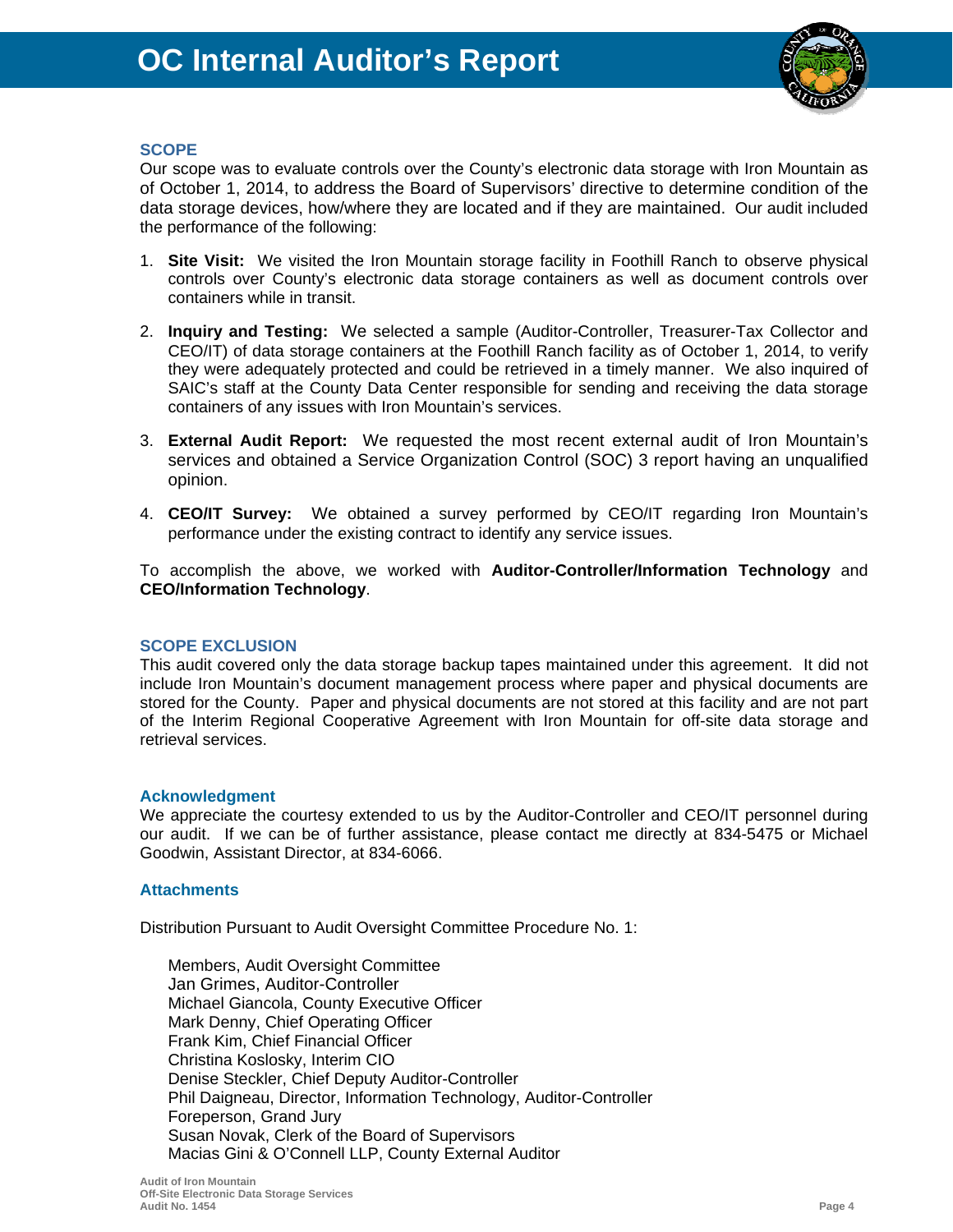## SCOPE

Our scope was to evaluate controls over the County's electronic data storage with Iron Mountain as of October 1, 2014, to address the Board of Supervisors' directive to determine condition of the data storage devices, how/where they are located and if they are maintained. Our audit included the performance of the following:

1. **Site Visit:** We visited the Iron Mountain storage facility in Foothill Ranch to observe physical controls over County's electronic data storage containers as well as document controls over containers while in transit.

2. **Inquiry and Testing:** We selected a sample (Auditor-Controller, Treasurer-Tax Collector and CEO/IT) of data storage containers at the Foothill Ranch facility as of October 1, 2014, to verify they were adequately protected and could be retrieved in a timely manner. We also inquired of SAIC's staff at the County Data Center responsible for sending and receiving the data storage containers of any issues with Iron Mountain's services.

3. **External Audit Report:** We requested the most recent external audit of Iron Mountain's services and obtained a Service Organization Control (SOC) 3 report having an unqualified opinion.

4. **CEO/IT Survey:** We obtained a survey performed by CEO/IT regarding Iron Mountain's performance under the existing contract to identify any service issues.

To accomplish the above, we worked with **Auditor-Controller/Information Technology** and **CEO/Information Technology**.

## SCOPE EXCLUSION

This audit covered only the data storage backup tapes maintained under this agreement. It did not include Iron Mountain's document management process where paper and physical documents are stored for the County. Paper and physical documents are not stored at this facility and are not part of the Interim Regional Cooperative Agreement with Iron Mountain for off-site data storage and retrieval services.

## Acknowledgment

We appreciate the courtesy extended to us by the Auditor-Controller and CEO/IT personnel during our audit. If we can be of further assistance, please contact me directly at 834-5475 or Michael Goodwin, Assistant Director, at 834-6066.

## Attachments

Distribution Pursuant to Audit Oversight Committee Procedure No. 1:

Members, Audit Oversight Committee
Jan Grimes, Auditor-Controller
Michael Giancola, County Executive Officer
Mark Denny, Chief Operating Officer
Frank Kim, Chief Financial Officer
Christina Koslosky, Interim CIO
Denise Steckler, Chief Deputy Auditor-Controller
Phil Daigneau, Director, Information Technology, Auditor-Controller
Foreperson, Grand Jury
Susan Novak, Clerk of the Board of Supervisors
Macias Gini & O'Connell LLP, County External Auditor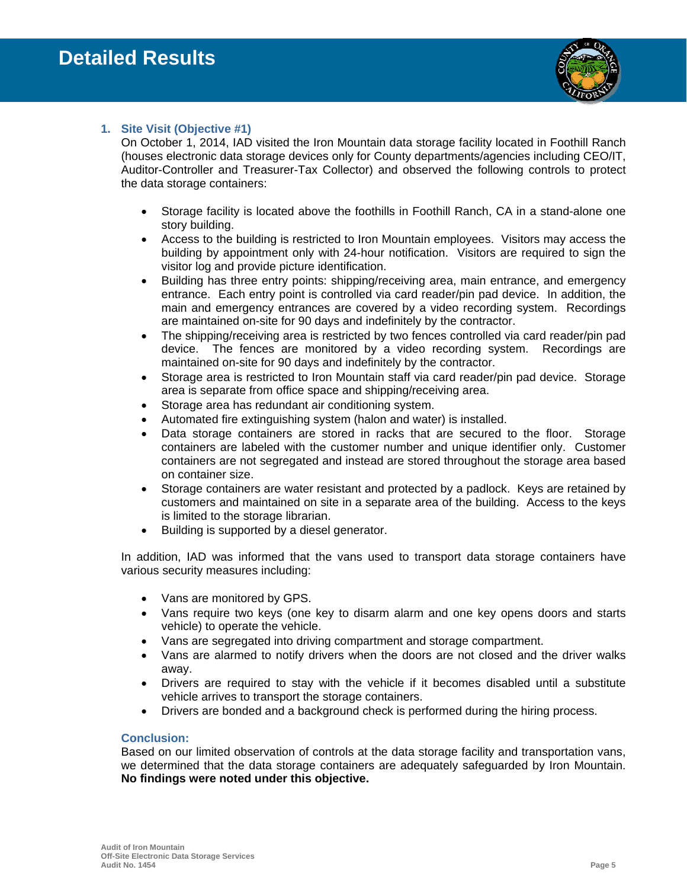# Detailed Results

### 1. Site Visit (Objective #1)

On October 1, 2014, IAD visited the Iron Mountain data storage facility located in Foothill Ranch (houses electronic data storage devices only for County departments/agencies including CEO/IT, Auditor-Controller and Treasurer-Tax Collector) and observed the following controls to protect the data storage containers:

- Storage facility is located above the foothills in Foothill Ranch, CA in a stand-alone one story building.
- Access to the building is restricted to Iron Mountain employees. Visitors may access the building by appointment only with 24-hour notification. Visitors are required to sign the visitor log and provide picture identification.
- Building has three entry points: shipping/receiving area, main entrance, and emergency entrance. Each entry point is controlled via card reader/pin pad device. In addition, the main and emergency entrances are covered by a video recording system. Recordings are maintained on-site for 90 days and indefinitely by the contractor.
- The shipping/receiving area is restricted by two fences controlled via card reader/pin pad device. The fences are monitored by a video recording system. Recordings are maintained on-site for 90 days and indefinitely by the contractor.
- Storage area is restricted to Iron Mountain staff via card reader/pin pad device. Storage area is separate from office space and shipping/receiving area.
- Storage area has redundant air conditioning system.
- Automated fire extinguishing system (halon and water) is installed.
- Data storage containers are stored in racks that are secured to the floor. Storage containers are labeled with the customer number and unique identifier only. Customer containers are not segregated and instead are stored throughout the storage area based on container size.
- Storage containers are water resistant and protected by a padlock. Keys are retained by customers and maintained on site in a separate area of the building. Access to the keys is limited to the storage librarian.
- Building is supported by a diesel generator.

In addition, IAD was informed that the vans used to transport data storage containers have various security measures including:

- Vans are monitored by GPS.
- Vans require two keys (one key to disarm alarm and one key opens doors and starts vehicle) to operate the vehicle.
- Vans are segregated into driving compartment and storage compartment.
- Vans are alarmed to notify drivers when the doors are not closed and the driver walks away.
- Drivers are required to stay with the vehicle if it becomes disabled until a substitute vehicle arrives to transport the storage containers.
- Drivers are bonded and a background check is performed during the hiring process.

#### Conclusion:

Based on our limited observation of controls at the data storage facility and transportation vans, we determined that the data storage containers are adequately safeguarded by Iron Mountain. **No findings were noted under this objective.**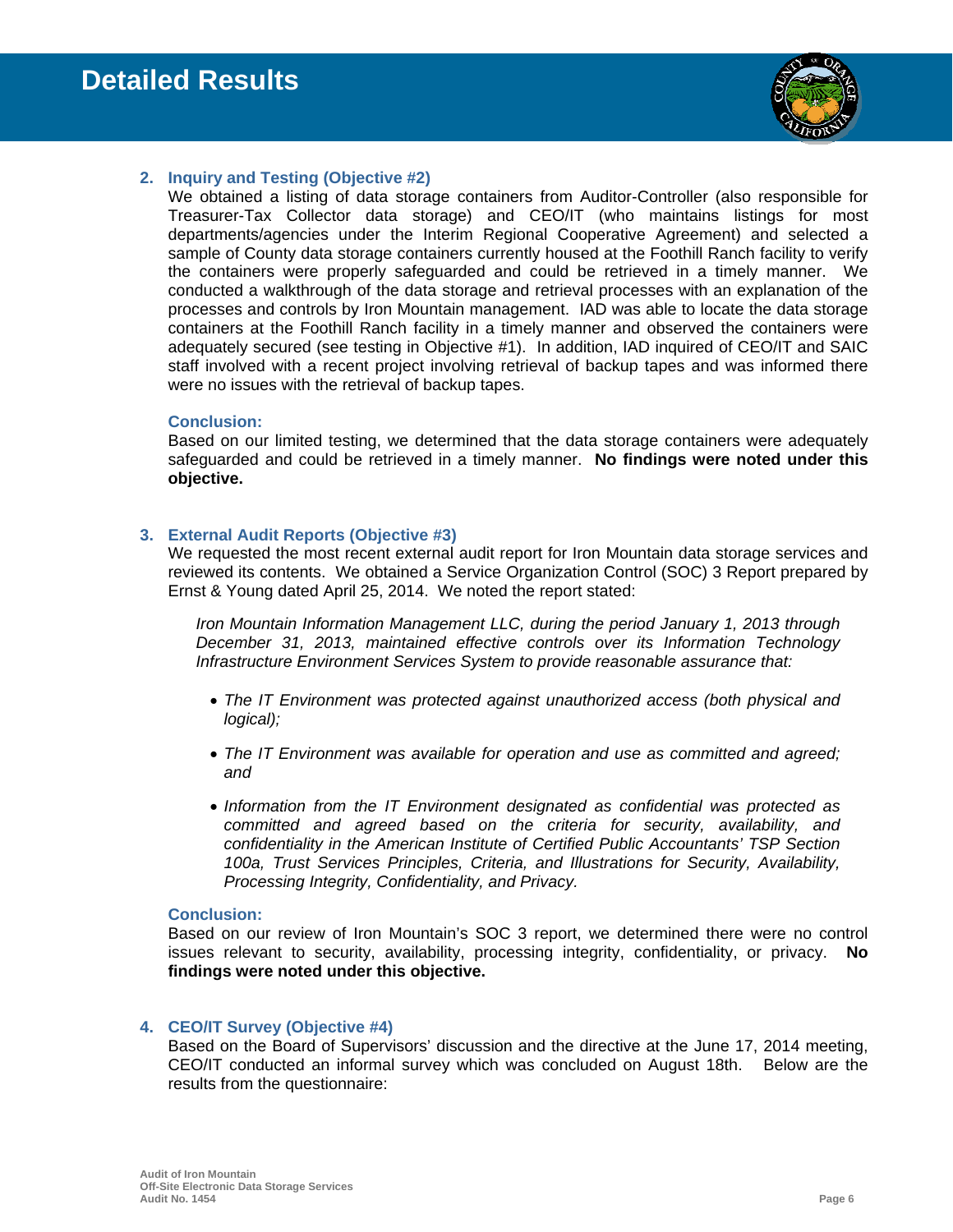# Detailed Results

### 2. Inquiry and Testing (Objective #2)

We obtained a listing of data storage containers from Auditor-Controller (also responsible for Treasurer-Tax Collector data storage) and CEO/IT (who maintains listings for most departments/agencies under the Interim Regional Cooperative Agreement) and selected a sample of County data storage containers currently housed at the Foothill Ranch facility to verify the containers were properly safeguarded and could be retrieved in a timely manner. We conducted a walkthrough of the data storage and retrieval processes with an explanation of the processes and controls by Iron Mountain management. IAD was able to locate the data storage containers at the Foothill Ranch facility in a timely manner and observed the containers were adequately secured (see testing in Objective #1). In addition, IAD inquired of CEO/IT and SAIC staff involved with a recent project involving retrieval of backup tapes and was informed there were no issues with the retrieval of backup tapes.

**Conclusion:**

Based on our limited testing, we determined that the data storage containers were adequately safeguarded and could be retrieved in a timely manner. **No findings were noted under this objective.**

### 3. External Audit Reports (Objective #3)

We requested the most recent external audit report for Iron Mountain data storage services and reviewed its contents. We obtained a Service Organization Control (SOC) 3 Report prepared by Ernst & Young dated April 25, 2014. We noted the report stated:

> *Iron Mountain Information Management LLC, during the period January 1, 2013 through December 31, 2013, maintained effective controls over its Information Technology Infrastructure Environment Services System to provide reasonable assurance that:*
>
> - *The IT Environment was protected against unauthorized access (both physical and logical);*
> - *The IT Environment was available for operation and use as committed and agreed; and*
> - *Information from the IT Environment designated as confidential was protected as committed and agreed based on the criteria for security, availability, and confidentiality in the American Institute of Certified Public Accountants' TSP Section 100a, Trust Services Principles, Criteria, and Illustrations for Security, Availability, Processing Integrity, Confidentiality, and Privacy.*

**Conclusion:**

Based on our review of Iron Mountain's SOC 3 report, we determined there were no control issues relevant to security, availability, processing integrity, confidentiality, or privacy. **No findings were noted under this objective.**

### 4. CEO/IT Survey (Objective #4)

Based on the Board of Supervisors' discussion and the directive at the June 17, 2014 meeting, CEO/IT conducted an informal survey which was concluded on August 18th. Below are the results from the questionnaire: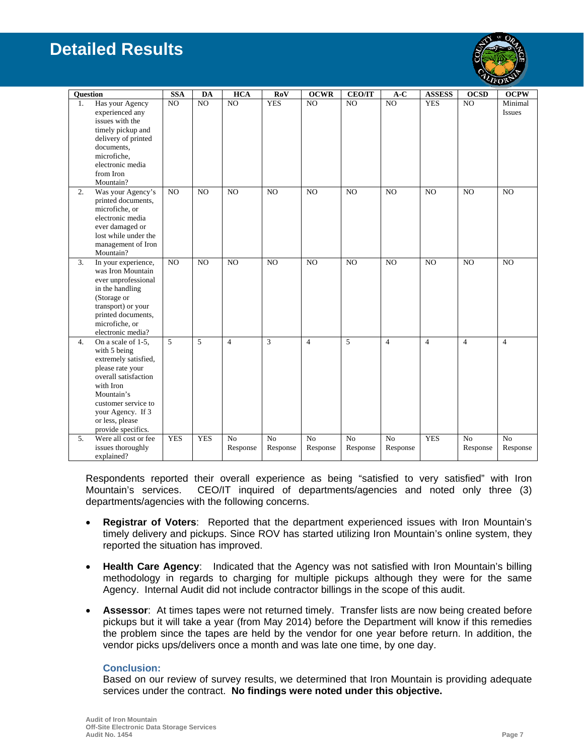# Detailed Results

| Question | SSA | DA | HCA | RoV | OCWR | CEO/IT | A-C | ASSESS | OCSD | OCPW |
|---|---|---|---|---|---|---|---|---|---|---|
| 1. Has your Agency experienced any issues with the timely pickup and delivery of printed documents, microfiche, electronic media from Iron Mountain? | NO | NO | NO | YES | NO | NO | NO | YES | NO | Minimal Issues |
| 2. Was your Agency's printed documents, microfiche, or electronic media ever damaged or lost while under the management of Iron Mountain? | NO | NO | NO | NO | NO | NO | NO | NO | NO | NO |
| 3. In your experience, was Iron Mountain ever unprofessional in the handling (Storage or transport) or your printed documents, microfiche, or electronic media? | NO | NO | NO | NO | NO | NO | NO | NO | NO | NO |
| 4. On a scale of 1-5, with 5 being extremely satisfied, please rate your overall satisfaction with Iron Mountain's customer service to your Agency. If 3 or less, please provide specifics. | 5 | 5 | 4 | 3 | 4 | 5 | 4 | 4 | 4 | 4 |
| 5. Were all cost or fee issues thoroughly explained? | YES | YES | No Response | No Response | No Response | No Response | No Response | YES | No Response | No Response |

Respondents reported their overall experience as being "satisfied to very satisfied" with Iron Mountain's services. CEO/IT inquired of departments/agencies and noted only three (3) departments/agencies with the following concerns.

- **Registrar of Voters**: Reported that the department experienced issues with Iron Mountain's timely delivery and pickups. Since ROV has started utilizing Iron Mountain's online system, they reported the situation has improved.
- **Health Care Agency**: Indicated that the Agency was not satisfied with Iron Mountain's billing methodology in regards to charging for multiple pickups although they were for the same Agency. Internal Audit did not include contractor billings in the scope of this audit.
- **Assessor**: At times tapes were not returned timely. Transfer lists are now being created before pickups but it will take a year (from May 2014) before the Department will know if this remedies the problem since the tapes are held by the vendor for one year before return. In addition, the vendor picks ups/delivers once a month and was late one time, by one day.

### Conclusion:

Based on our review of survey results, we determined that Iron Mountain is providing adequate services under the contract. **No findings were noted under this objective.**